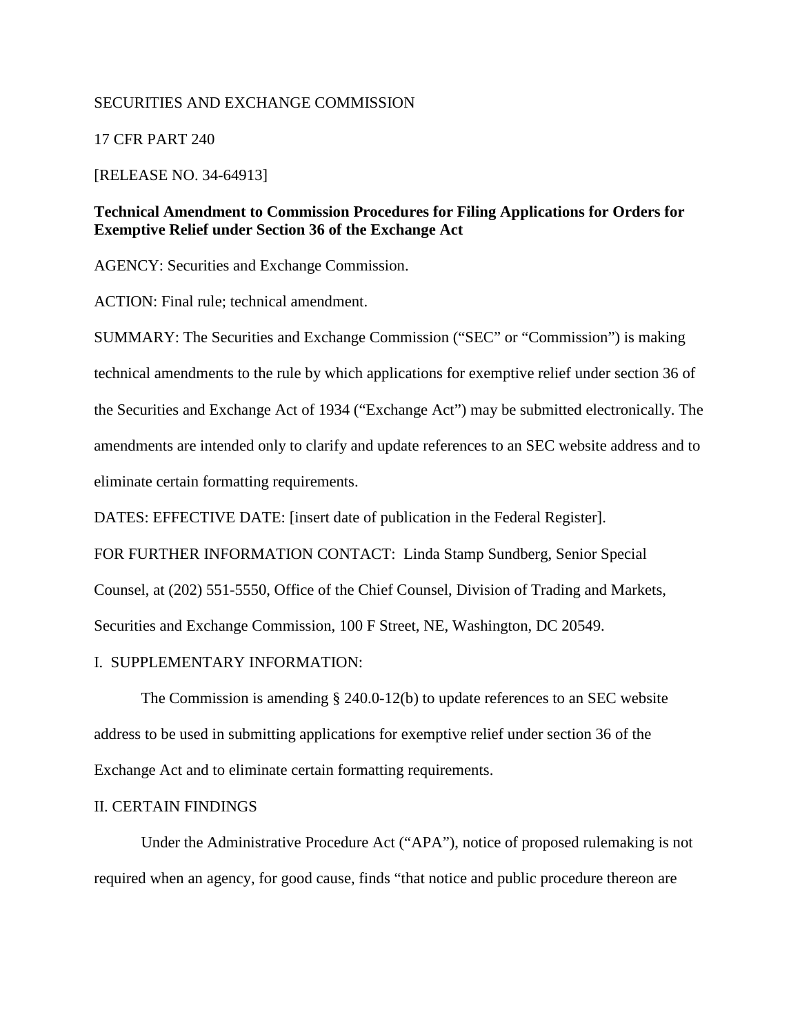SECURITIES AND EXCHANGE COMMISSION

17 CFR PART 240

[RELEASE NO. 34-64913]

**Technical Amendment to Commission Procedures for Filing Applications for Orders for Exemptive Relief under Section 36 of the Exchange Act**

AGENCY: Securities and Exchange Commission.

ACTION: Final rule; technical amendment.

SUMMARY: The Securities and Exchange Commission ("SEC" or "Commission") is making technical amendments to the rule by which applications for exemptive relief under section 36 of the Securities and Exchange Act of 1934 ("Exchange Act") may be submitted electronically. The amendments are intended only to clarify and update references to an SEC website address and to eliminate certain formatting requirements.

DATES: EFFECTIVE DATE: [insert date of publication in the Federal Register].

FOR FURTHER INFORMATION CONTACT: Linda Stamp Sundberg, Senior Special Counsel, at (202) 551-5550, Office of the Chief Counsel, Division of Trading and Markets, Securities and Exchange Commission, 100 F Street, NE, Washington, DC 20549.

## I. SUPPLEMENTARY INFORMATION:

The Commission is amending § 240.0-12(b) to update references to an SEC website address to be used in submitting applications for exemptive relief under section 36 of the Exchange Act and to eliminate certain formatting requirements.

## II. CERTAIN FINDINGS

Under the Administrative Procedure Act ("APA"), notice of proposed rulemaking is not required when an agency, for good cause, finds "that notice and public procedure thereon are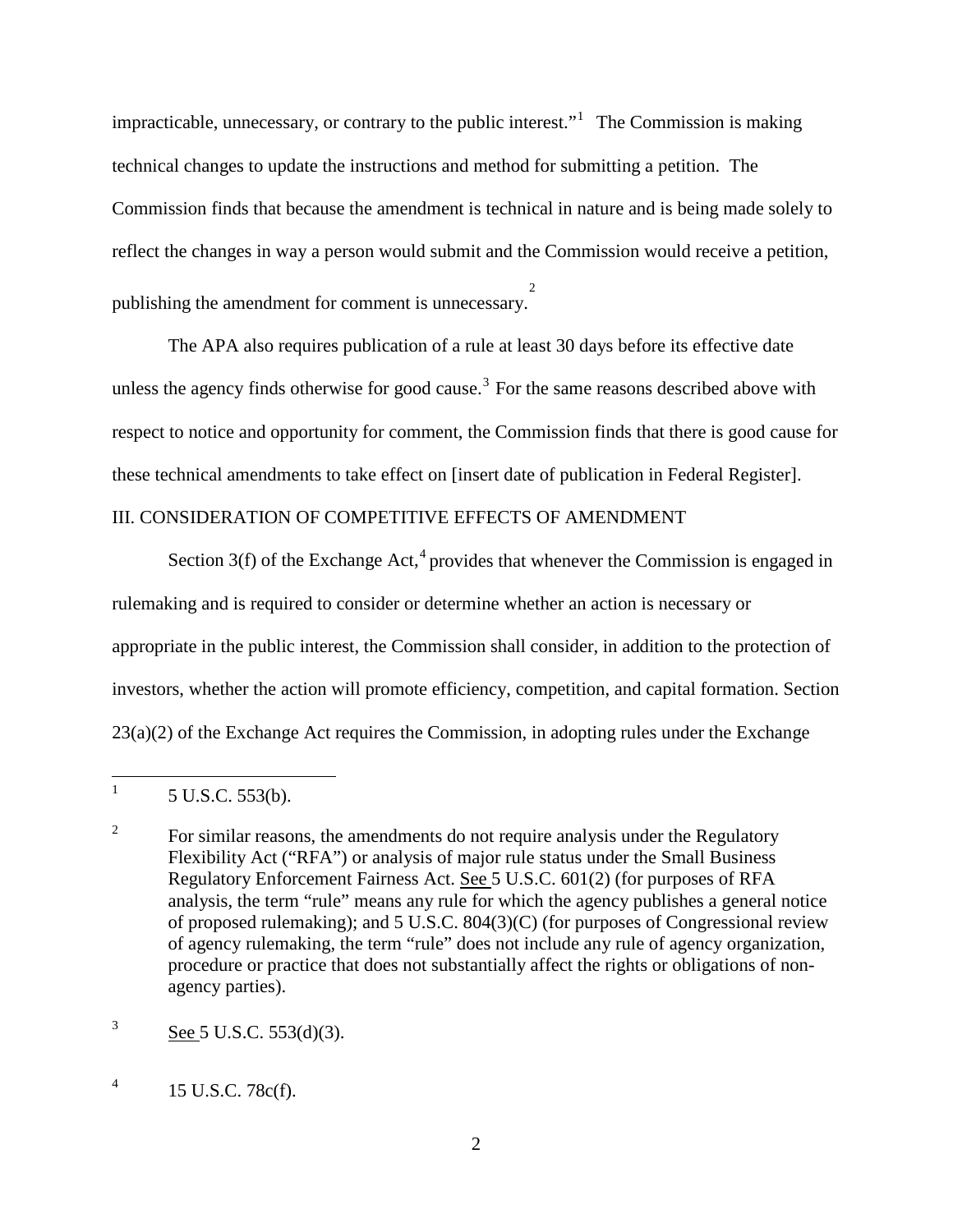impracticable, unnecessary, or contrary to the public interest."[1] The Commission is making technical changes to update the instructions and method for submitting a petition. The Commission finds that because the amendment is technical in nature and is being made solely to reflect the changes in way a person would submit and the Commission would receive a petition, publishing the amendment for comment is unnecessary.[2]

The APA also requires publication of a rule at least 30 days before its effective date unless the agency finds otherwise for good cause.[3] For the same reasons described above with respect to notice and opportunity for comment, the Commission finds that there is good cause for these technical amendments to take effect on [insert date of publication in Federal Register].

## III. CONSIDERATION OF COMPETITIVE EFFECTS OF AMENDMENT

Section 3(f) of the Exchange Act,[4] provides that whenever the Commission is engaged in rulemaking and is required to consider or determine whether an action is necessary or appropriate in the public interest, the Commission shall consider, in addition to the protection of investors, whether the action will promote efficiency, competition, and capital formation. Section 23(a)(2) of the Exchange Act requires the Commission, in adopting rules under the Exchange

---

[1] 5 U.S.C. 553(b).

[2] For similar reasons, the amendments do not require analysis under the Regulatory Flexibility Act ("RFA") or analysis of major rule status under the Small Business Regulatory Enforcement Fairness Act. See 5 U.S.C. 601(2) (for purposes of RFA analysis, the term "rule" means any rule for which the agency publishes a general notice of proposed rulemaking); and 5 U.S.C. 804(3)(C) (for purposes of Congressional review of agency rulemaking, the term "rule" does not include any rule of agency organization, procedure or practice that does not substantially affect the rights or obligations of non-agency parties).

[3] See 5 U.S.C. 553(d)(3).

[4] 15 U.S.C. 78c(f).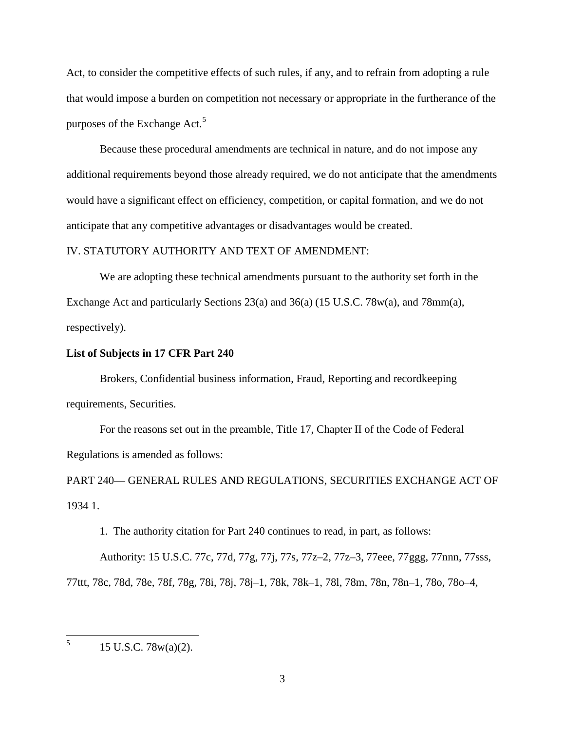Act, to consider the competitive effects of such rules, if any, and to refrain from adopting a rule that would impose a burden on competition not necessary or appropriate in the furtherance of the purposes of the Exchange Act.[5]

Because these procedural amendments are technical in nature, and do not impose any additional requirements beyond those already required, we do not anticipate that the amendments would have a significant effect on efficiency, competition, or capital formation, and we do not anticipate that any competitive advantages or disadvantages would be created.

IV. STATUTORY AUTHORITY AND TEXT OF AMENDMENT:

We are adopting these technical amendments pursuant to the authority set forth in the Exchange Act and particularly Sections 23(a) and 36(a) (15 U.S.C. 78w(a), and 78mm(a), respectively).

**List of Subjects in 17 CFR Part 240**

Brokers, Confidential business information, Fraud, Reporting and recordkeeping requirements, Securities.

For the reasons set out in the preamble, Title 17, Chapter II of the Code of Federal Regulations is amended as follows:

PART 240— GENERAL RULES AND REGULATIONS, SECURITIES EXCHANGE ACT OF 1934 1.

1. The authority citation for Part 240 continues to read, in part, as follows:

Authority: 15 U.S.C. 77c, 77d, 77g, 77j, 77s, 77z–2, 77z–3, 77eee, 77ggg, 77nnn, 77sss, 77ttt, 78c, 78d, 78e, 78f, 78g, 78i, 78j, 78j–1, 78k, 78k–1, 78l, 78m, 78n, 78n–1, 78o, 78o–4,

---

[5] 15 U.S.C. 78w(a)(2).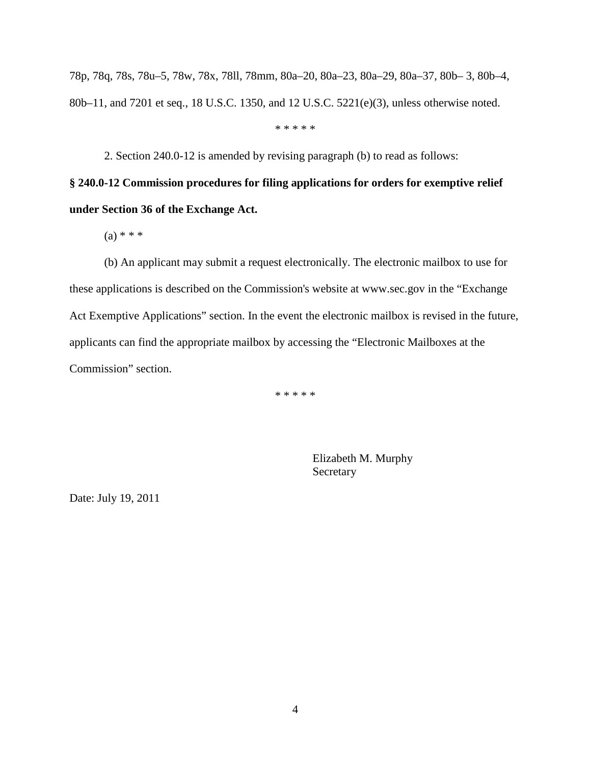78p, 78q, 78s, 78u–5, 78w, 78x, 78ll, 78mm, 80a–20, 80a–23, 80a–29, 80a–37, 80b– 3, 80b–4, 80b–11, and 7201 et seq., 18 U.S.C. 1350, and 12 U.S.C. 5221(e)(3), unless otherwise noted.

* * * * *

2. Section 240.0-12 is amended by revising paragraph (b) to read as follows:

**§ 240.0-12 Commission procedures for filing applications for orders for exemptive relief under Section 36 of the Exchange Act.**

(a) * * *

(b) An applicant may submit a request electronically. The electronic mailbox to use for these applications is described on the Commission's website at www.sec.gov in the "Exchange Act Exemptive Applications" section. In the event the electronic mailbox is revised in the future, applicants can find the appropriate mailbox by accessing the "Electronic Mailboxes at the Commission" section.

* * * * *

Elizabeth M. Murphy
Secretary

Date: July 19, 2011